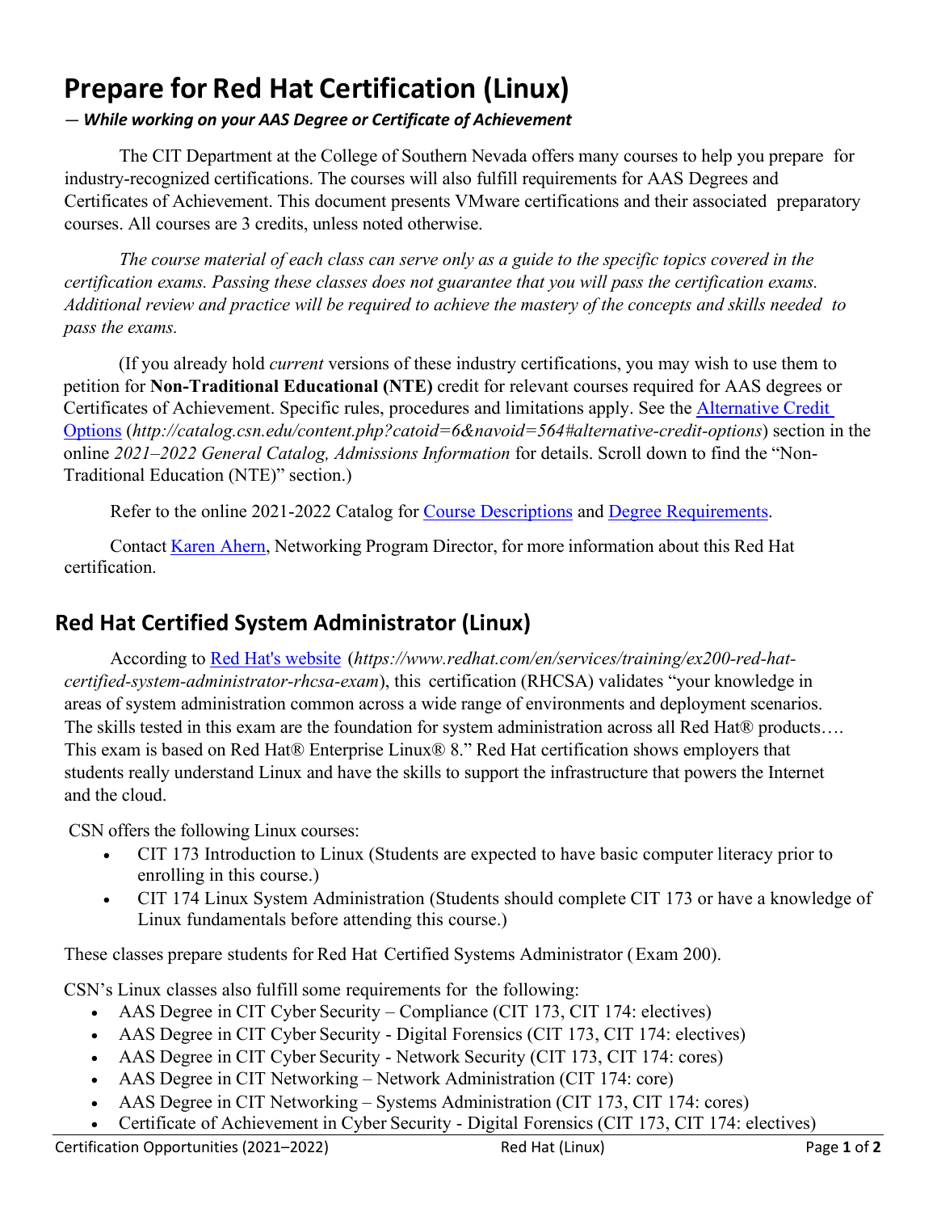# Prepare for Red Hat Certification (Linux)

*— While working on your AAS Degree or Certificate of Achievement*

The CIT Department at the College of Southern Nevada offers many courses to help you prepare for industry-recognized certifications. The courses will also fulfill requirements for AAS Degrees and Certificates of Achievement. This document presents VMware certifications and their associated preparatory courses. All courses are 3 credits, unless noted otherwise.

*The course material of each class can serve only as a guide to the specific topics covered in the certification exams. Passing these classes does not guarantee that you will pass the certification exams. Additional review and practice will be required to achieve the mastery of the concepts and skills needed to pass the exams.*

(If you already hold *current* versions of these industry certifications, you may wish to use them to petition for **Non-Traditional Educational (NTE)** credit for relevant courses required for AAS degrees or Certificates of Achievement. Specific rules, procedures and limitations apply. See the Alternative Credit Options (*http://catalog.csn.edu/content.php?catoid=6&navoid=564#alternative-credit-options*) section in the online *2021–2022 General Catalog, Admissions Information* for details. Scroll down to find the "Non-Traditional Education (NTE)" section.)

Refer to the online 2021-2022 Catalog for Course Descriptions and Degree Requirements.

Contact Karen Ahern, Networking Program Director, for more information about this Red Hat certification.

## Red Hat Certified System Administrator (Linux)

According to Red Hat's website (*https://www.redhat.com/en/services/training/ex200-red-hat-certified-system-administrator-rhcsa-exam*), this certification (RHCSA) validates "your knowledge in areas of system administration common across a wide range of environments and deployment scenarios. The skills tested in this exam are the foundation for system administration across all Red Hat® products…. This exam is based on Red Hat® Enterprise Linux® 8." Red Hat certification shows employers that students really understand Linux and have the skills to support the infrastructure that powers the Internet and the cloud.

CSN offers the following Linux courses:

- CIT 173 Introduction to Linux (Students are expected to have basic computer literacy prior to enrolling in this course.)
- CIT 174 Linux System Administration (Students should complete CIT 173 or have a knowledge of Linux fundamentals before attending this course.)

These classes prepare students for Red Hat Certified Systems Administrator (Exam 200).

CSN's Linux classes also fulfill some requirements for the following:

- AAS Degree in CIT Cyber Security – Compliance (CIT 173, CIT 174: electives)
- AAS Degree in CIT Cyber Security - Digital Forensics (CIT 173, CIT 174: electives)
- AAS Degree in CIT Cyber Security - Network Security (CIT 173, CIT 174: cores)
- AAS Degree in CIT Networking – Network Administration (CIT 174: core)
- AAS Degree in CIT Networking – Systems Administration (CIT 173, CIT 174: cores)
- Certificate of Achievement in Cyber Security - Digital Forensics (CIT 173, CIT 174: electives)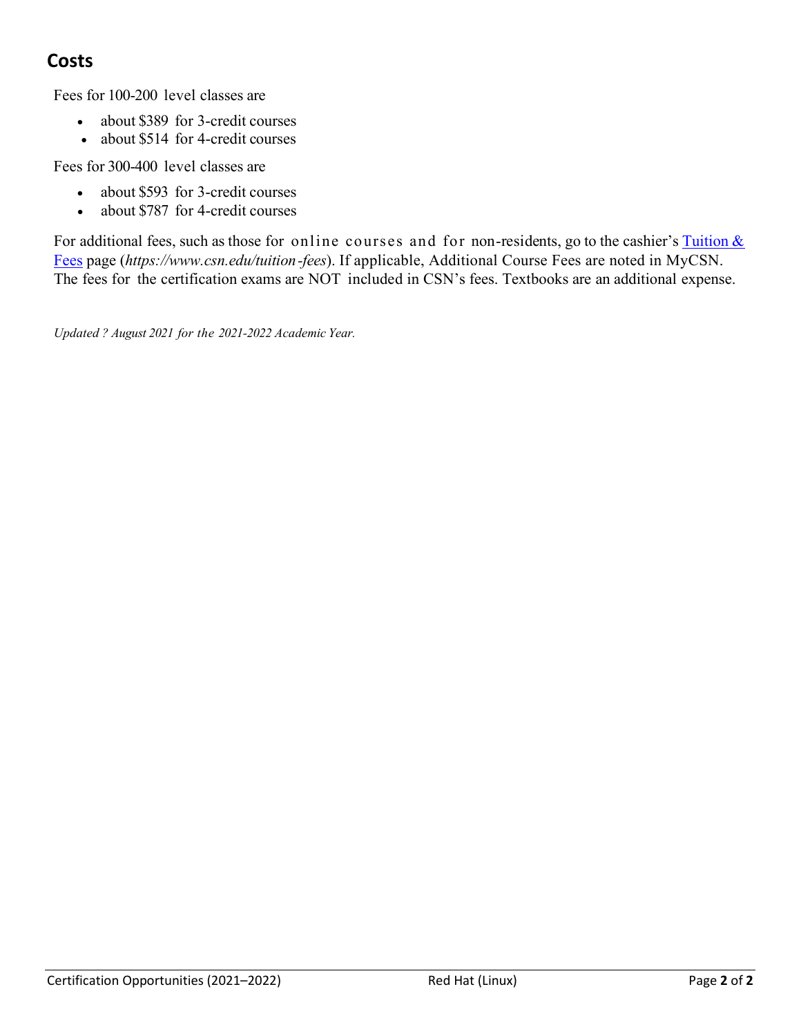## Costs

Fees for 100-200 level classes are

- about $389 for 3-credit courses
- about $514 for 4-credit courses

Fees for 300-400 level classes are

- about $593 for 3-credit courses
- about $787 for 4-credit courses

For additional fees, such as those for online courses and for non-residents, go to the cashier's [Tuition & Fees](https://www.csn.edu/tuition-fees) page (*https://www.csn.edu/tuition-fees*). If applicable, Additional Course Fees are noted in MyCSN. The fees for the certification exams are NOT included in CSN's fees. Textbooks are an additional expense.

*Updated ? August 2021 for the 2021-2022 Academic Year.*